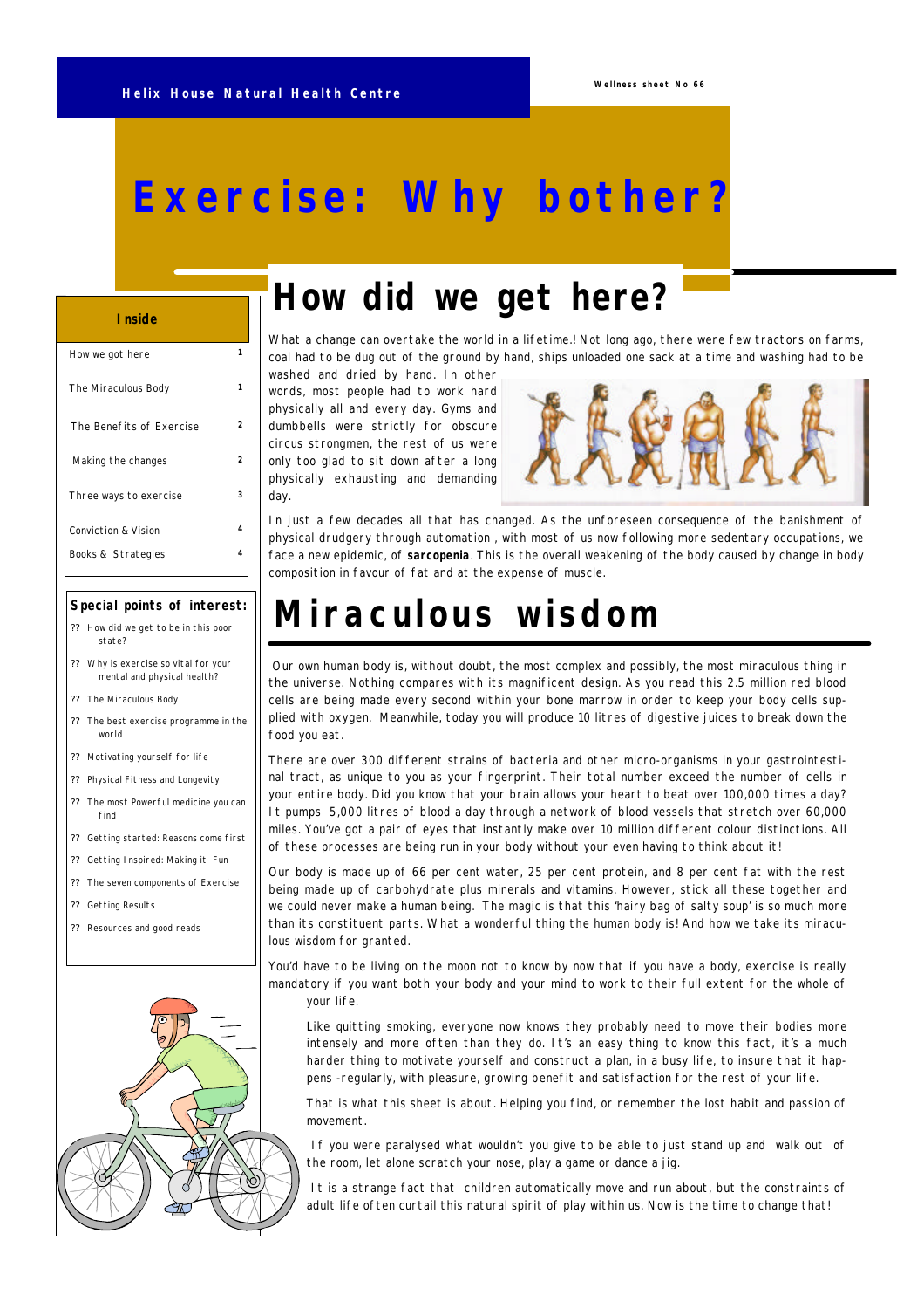Helix House Natural Health Centre

Wellness sheet No 66

# Exercise: Why bother?

**Inside**

| | |
|---|---|
| How we got here | 1 |
| The Miraculous Body | 1 |
| The Benefits of Exercise | 2 |
| Making the changes | 2 |
| Three ways to exercise | 3 |
| Conviction & Vision | 4 |
| Books & Strategies | 4 |

**Special points of interest:**

- How did we get to be in this poor state?
- Why is exercise so vital for your mental and physical health?
- The Miraculous Body
- The best exercise programme in the world
- Motivating yourself for life
- Physical Fitness and Longevity
- The most Powerful medicine you can find
- Getting started: Reasons come first
- Getting Inspired: Making it Fun
- The seven components of Exercise
- Getting Results
- Resources and good reads

## How did we get here?

What a change can overtake the world in a lifetime.! Not long ago, there were few tractors on farms, coal had to be dug out of the ground by hand, ships unloaded one sack at a time and washing had to be washed and dried by hand. In other words, most people had to work hard physically all and every day. Gyms and dumbbells were strictly for obscure circus strongmen, the rest of us were only too glad to sit down after a long physically exhausting and demanding day.

In just a few decades all that has changed. As the unforeseen consequence of the banishment of physical drudgery through automation , with most of us now following more sedentary occupations, we face a new epidemic, of **sarcopenia**. This is the overall weakening of the body caused by change in body composition in favour of fat and at the expense of muscle.

## Miraculous wisdom

Our own human body is, without doubt, the most complex and possibly, the most miraculous thing in the universe. Nothing compares with its magnificent design. As you read this 2.5 million red blood cells are being made every second within your bone marrow in order to keep your body cells supplied with oxygen. Meanwhile, today you will produce 10 litres of digestive juices to break down the food you eat.

There are over 300 different strains of bacteria and other micro-organisms in your gastrointestinal tract, as unique to you as your fingerprint. Their total number exceed the number of cells in your entire body. Did you know that your brain allows your heart to beat over 100,000 times a day? It pumps 5,000 litres of blood a day through a network of blood vessels that stretch over 60,000 miles. You've got a pair of eyes that instantly make over 10 million different colour distinctions. All of these processes are being run in your body without your even having to think about it!

Our body is made up of 66 per cent water, 25 per cent protein, and 8 per cent fat with the rest being made up of carbohydrate plus minerals and vitamins. However, stick all these together and we could never make a human being. The magic is that this 'hairy bag of salty soup' is so much more than its constituent parts. What a wonderful thing the human body is! And how we take its miraculous wisdom for granted.

You'd have to be living on the moon not to know by now that if you have a body, exercise is really mandatory if you want both your body and your mind to work to their full extent for the whole of your life.

Like quitting smoking, everyone now knows they probably need to move their bodies more intensely and more often than they do. It's an easy thing to know this fact, it's a much harder thing to motivate yourself and construct a plan, in a busy life, to insure that it happens -regularly, with pleasure, growing benefit and satisfaction for the rest of your life.

That is what this sheet is about. Helping you find, or remember the lost habit and passion of movement.

If you were paralysed what wouldn't you give to be able to just stand up and walk out of the room, let alone scratch your nose, play a game or dance a jig.

It is a strange fact that children automatically move and run about, but the constraints of adult life often curtail this natural spirit of play within us. Now is the time to change that!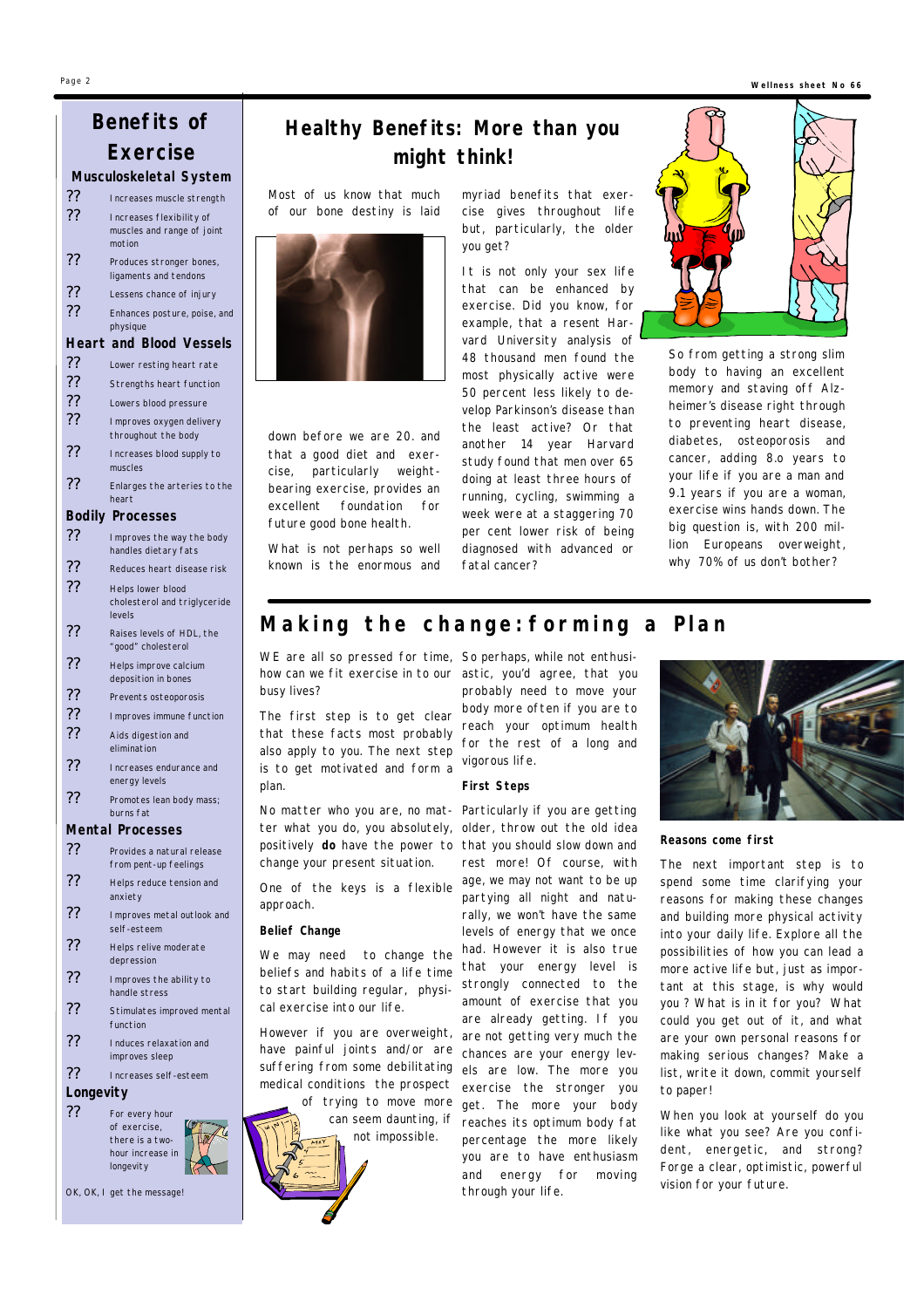# Benefits of Exercise

### Musculoskeletal System

- Increases muscle strength
- Increases flexibility of muscles and range of joint motion
- Produces stronger bones, ligaments and tendons
- Lessens chance of injury
- Enhances posture, poise, and physique

### Heart and Blood Vessels

- Lower resting heart rate
- Strengths heart function
- Lowers blood pressure
- Improves oxygen delivery throughout the body
- Increases blood supply to muscles
- Enlarges the arteries to the heart

### Bodily Processes

- Improves the way the body handles dietary fats
- Reduces heart disease risk
- Helps lower blood cholesterol and triglyceride levels
- Raises levels of HDL, the "good" cholesterol
- Helps improve calcium deposition in bones
- Prevents osteoporosis
- Improves immune function
- Aids digestion and elimination
- Increases endurance and energy levels
- Promotes lean body mass; burns fat

### Mental Processes

- Provides a natural release from pent-up feelings
- Helps reduce tension and anxiety
- Improves metal outlook and self-esteem
- Helps relive moderate depression
- Improves the ability to handle stress
- Stimulates improved mental function
- Induces relaxation and improves sleep
- Increases self-esteem

### Longevity

- For every hour of exercise, there is a two-hour increase in longevity

OK, OK, I get the message!

# Healthy Benefits: More than you might think!

Most of us know that much of our bone destiny is laid down before we are 20. and that a good diet and exercise, particularly weight-bearing exercise, provides an excellent foundation for future good bone health.

What is not perhaps so well known is the enormous and myriad benefits that exercise gives throughout life but, particularly, the older you get?

It is not only your sex life that can be enhanced by exercise. Did you know, for example, that a resent Harvard University analysis of 48 thousand men found the most physically active were 50 percent less likely to develop Parkinson's disease than the least active? Or that another 14 year Harvard study found that men over 65 doing at least three hours of running, cycling, swimming a week were at a staggering 70 per cent lower risk of being diagnosed with advanced or fatal cancer?

So from getting a strong slim body to having an excellent memory and staving off Alzheimer's disease right through to preventing heart disease, diabetes, osteoporosis and cancer, adding 8.o years to your life if you are a man and 9.1 years if you are a woman, exercise wins hands down. The big question is, with 200 million Europeans overweight, why 70% of us don't bother?

# Making the change: forming a Plan

WE are all so pressed for time, how can we fit exercise in to our busy lives?

The first step is to get clear that these facts most probably also apply to you. The next step is to get motivated and form a plan.

No matter who you are, no matter what you do, you absolutely, positively **do** have the power to change your present situation.

One of the keys is a flexible approach.

**Belief Change**

We may need to change the beliefs and habits of a life time to start building regular, physical exercise into our life.

However if you are overweight, have painful joints and/or are suffering from some debilitating medical conditions the prospect of trying to move more can seem daunting, if not impossible.

So perhaps, while not enthusiastic, you'd agree, that you probably need to move your body more often if you are to reach your optimum health for the rest of a long and vigorous life.

**First Steps**

Particularly if you are getting older, throw out the old idea that you should slow down and rest more! Of course, with age, we may not want to be up partying all night and naturally, we won't have the same levels of energy that we once had. However it is also true that your energy level is strongly connected to the amount of exercise that you are already getting. If you are not getting very much the chances are your energy levels are low. The more you exercise the stronger you get. The more your body reaches its optimum body fat percentage the more likely you are to have enthusiasm and energy for moving through your life.

**Reasons come first**

The next important step is to spend some time clarifying your reasons for making these changes and building more physical activity into your daily life. Explore all the possibilities of how you can lead a more active life but, just as important at this stage, is why would you? What is in it for you? What could you get out of it, and what are your own personal reasons for making serious changes? Make a list, write it down, commit yourself to paper!

When you look at yourself do you like what you see? Are you confident, energetic, and strong? Forge a clear, optimistic, powerful vision for your future.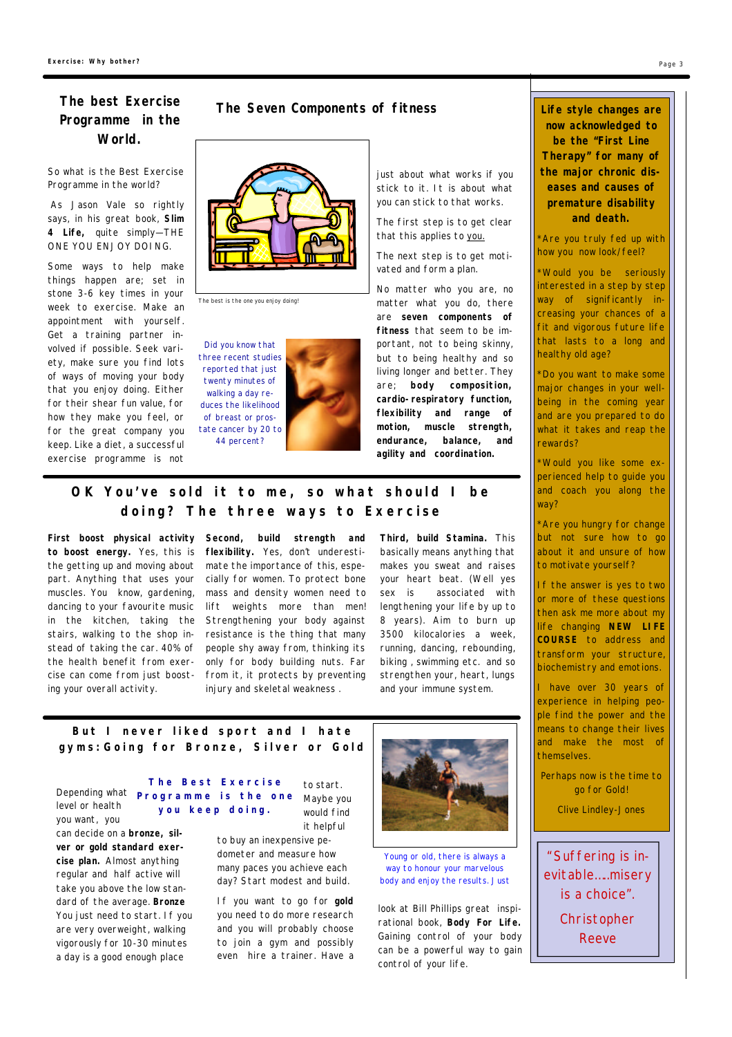## The best Exercise Programme in the World.

So what is the Best Exercise Programme in the world?

As Jason Vale so rightly says, in his great book, **Slim 4 Life,** quite simply—THE ONE YOU ENJOY DOING.

Some ways to help make things happen are; set in stone 3-6 key times in your week to exercise. Make an appointment with yourself. Get a training partner involved if possible. Seek variety, make sure you find lots of ways of moving your body that you enjoy doing. Either for their shear fun value, for how they make you feel, or for the great company you keep. Like a diet, a successful exercise programme is not just about what works if you stick to it. It is about what you can stick to that works.

The first step is to get clear that this applies to you.

The next step is to get motivated and form a plan.

## The Seven Components of fitness

The best is the one you enjoy doing!

Did you know that three recent studies reported that just twenty minutes of walking a day reduces the likelihood of breast or prostate cancer by 20 to 44 percent?

No matter who you are, no matter what you do, there are **seven components of fitness** that seem to be important, not to being skinny, but to being healthy and so living longer and better. They are; **body composition, cardio-respiratory function, flexibility and range of motion, muscle strength, endurance, balance, and agility and coordination.**

## OK You've sold it to me, so what should I be doing? The three ways to Exercise

**First boost physical activity to boost energy.** Yes, this is the getting up and moving about part. Anything that uses your muscles. You know, gardening, dancing to your favourite music in the kitchen, taking the stairs, walking to the shop instead of taking the car. 40% of the health benefit from exercise can come from just boosting your overall activity.

**Second, build strength and flexibility.** Yes, don't underestimate the importance of this, especially for women. To protect bone mass and density women need to lift weights more than men! Strengthening your body against resistance is the thing that many people shy away from, thinking its only for body building nuts. Far from it, it protects by preventing injury and skeletal weakness .

**Third, build Stamina.** This basically means anything that makes you sweat and raises your heart beat. (Well yes sex is associated with lengthening your life by up to 8 years). Aim to burn up 3500 kilocalories a week, running, dancing, rebounding, biking , swimming etc. and so strengthen your, heart, lungs and your immune system.

## But I never liked sport and I hate gyms: Going for Bronze, Silver or Gold

**The Best Exercise Programme is the one you keep doing.**

Depending what level or health you want, you can decide on a **bronze, silver or gold standard exercise plan.** Almost anything regular and half active will take you above the low standard of the average. **Bronze** You just need to start. If you are very overweight, walking vigorously for 10-30 minutes a day is a good enough place to start. Maybe you would find it helpful to buy an inexpensive pedometer and measure how many paces you achieve each day? Start modest and build.

If you want to go for **gold** you need to do more research and you will probably choose to join a gym and possibly even hire a trainer. Have a look at Bill Phillips great inspirational book, **Body For Life.** Gaining control of your body can be a powerful way to gain control of your life.

Young or old, there is always a way to honour your marvelous body and enjoy the results. Just

---

**Life style changes are now acknowledged to be the "First Line Therapy" for many of the major chronic diseases and causes of premature disability and death.**

*Are you truly fed up with how you now look/feel?

*Would you be seriously interested in a step by step way of significantly increasing your chances of a fit and vigorous future life that lasts to a long and healthy old age?

*Do you want to make some major changes in your well-being in the coming year and are you prepared to do what it takes and reap the rewards?

*Would you like some experienced help to guide you and coach you along the way?

*Are you hungry for change but not sure how to go about it and unsure of how to motivate yourself?

If the answer is yes to two or more of these questions then ask me more about my life changing **NEW LIFE COURSE** to address and transform your structure, biochemistry and emotions.

I have over 30 years of experience in helping people find the power and the means to change their lives and make the most of themselves.

Perhaps now is the time to go for Gold!

Clive Lindley-Jones

---

"Suffering is inevitable....misery is a choice".

Christopher Reeve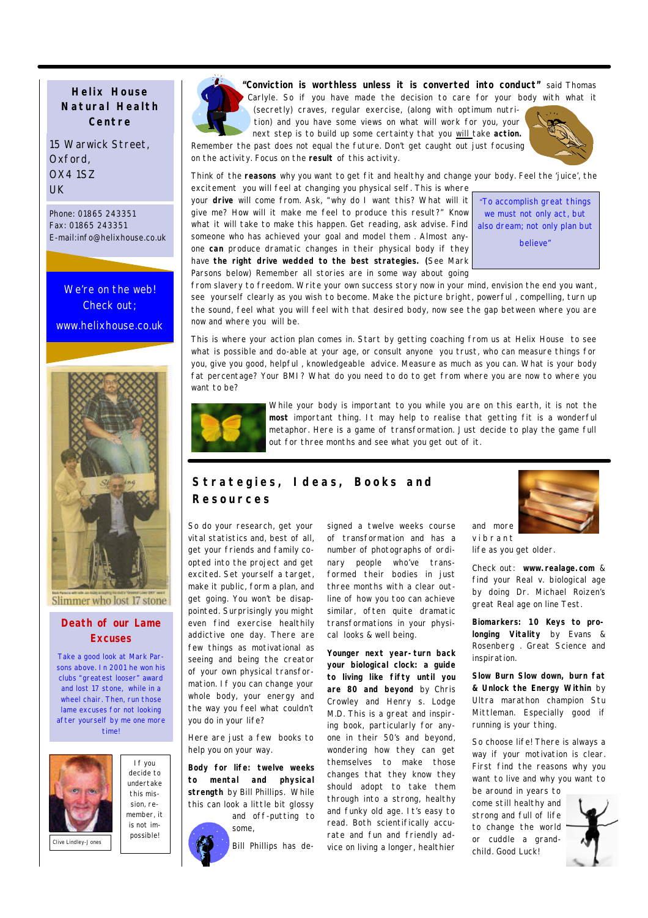## Helix House Natural Health Centre

15 Warwick Street,
Oxford,
OX4 1SZ
UK

Phone: 01865 243351
Fax: 01865 243351
E-mail:info@helixhouse.co.uk

We're on the web!
Check out;
www.helixhouse.co.uk

Slimmer who lost 17 stone

### Death of our Lame Excuses

Take a good look at Mark Parsons above. In 2001 he won his clubs "greatest looser" award and lost 17 stone, while in a wheel chair. Then, run those lame excuses for not looking after yourself by me one more time!

Clive Lindley-Jones

If you decide to undertake this mission, remember, it is not impossible!

**"Conviction is worthless unless it is converted into conduct"** said Thomas Carlyle. So if you have made the decision to care for your body with what it (secretly) craves, regular exercise, (along with optimum nutrition) and you have some views on what will work for you, your next step is to build up some certainty that you will take **action.** Remember the past does not equal the future. Don't get caught out just focusing on the activity. Focus on the **result** of this activity.

Think of the **reasons** why you want to get fit and healthy and change your body. Feel the 'juice', the excitement you will feel at changing you physical self. This is where your **drive** will come from. Ask, "why do I want this? What will it give me? How will it make me feel to produce this result?" Know what it will take to make this happen. Get reading, ask advise. Find someone who has achieved your goal and model them. Almost anyone **can** produce dramatic changes in their physical body if they have **the right drive wedded to the best strategies.** (See Mark Parsons below) Remember all stories are in some way about going from slavery to freedom. Write your own success story now in your mind, envision the end you want, see yourself clearly as you wish to become. Make the picture bright, powerful, compelling, turn up the sound, feel what you will feel with that desired body, now see the gap between where you are now and where you will be.

> "To accomplish great things we must not only act, but also dream; not only plan but believe"

This is where your action plan comes in. Start by getting coaching from us at Helix House to see what is possible and do-able at your age, or consult anyone you trust, who can measure things for you, give you good, helpful, knowledgeable advice. Measure as much as you can. What is your body fat percentage? Your BMI? What do you need to do to get from where you are now to where you want to be?

While your body is important to you while you are on this earth, it is not the **most** important thing. It may help to realise that getting fit is a wonderful metaphor. Here is a game of transformation. Just decide to play the game full out for three months and see what you get out of it.

## Strategies, Ideas, Books and Resources

So do your research, get your vital statistics and, best of all, get your friends and family co-opted into the project and get excited. Set yourself a target, make it public, form a plan, and get going. You won't be disappointed. Surprisingly you might even find exercise healthily addictive one day. There are few things as motivational as seeing and being the creator of your own physical transformation. If you can change your whole body, your energy and the way you feel what couldn't you do in your life?

Here are just a few books to help you on your way.

**Body for life: twelve weeks to mental and physical strength** by Bill Phillips. While this can look a little bit glossy and off-putting to some, Bill Phillips has designed a twelve weeks course of transformation and has a number of photographs of ordinary people who've transformed their bodies in just three months with a clear outline of how you too can achieve similar, often quite dramatic transformations in your physical looks & well being.

**Younger next year-turn back your biological clock: a guide to living like fifty until you are 80 and beyond** by Chris Crowley and Henry s. Lodge M.D. This is a great and inspiring book, particularly for anyone in their 50's and beyond, wondering how they can get themselves to make those changes that they know they should adopt to take them through into a strong, healthy and funky old age. It's easy to read. Both scientifically accurate and fun and friendly advice on living a longer, healthier and more vibrant life as you get older.

Check out: **www.realage.com** & find your Real v. biological age by doing Dr. Michael Roizen's great Real age on line Test.

**Biomarkers: 10 Keys to prolonging Vitality** by Evans & Rosenberg. Great Science and inspiration.

**Slow Burn Slow down, burn fat & Unlock the Energy Within** by Ultra marathon champion Stu Mittleman. Especially good if running is your thing.

So choose life! There is always a way if your motivation is clear. First find the reasons why you want to live and why you want to be around in years to come still healthy and strong and full of life to change the world or cuddle a grandchild. Good Luck!